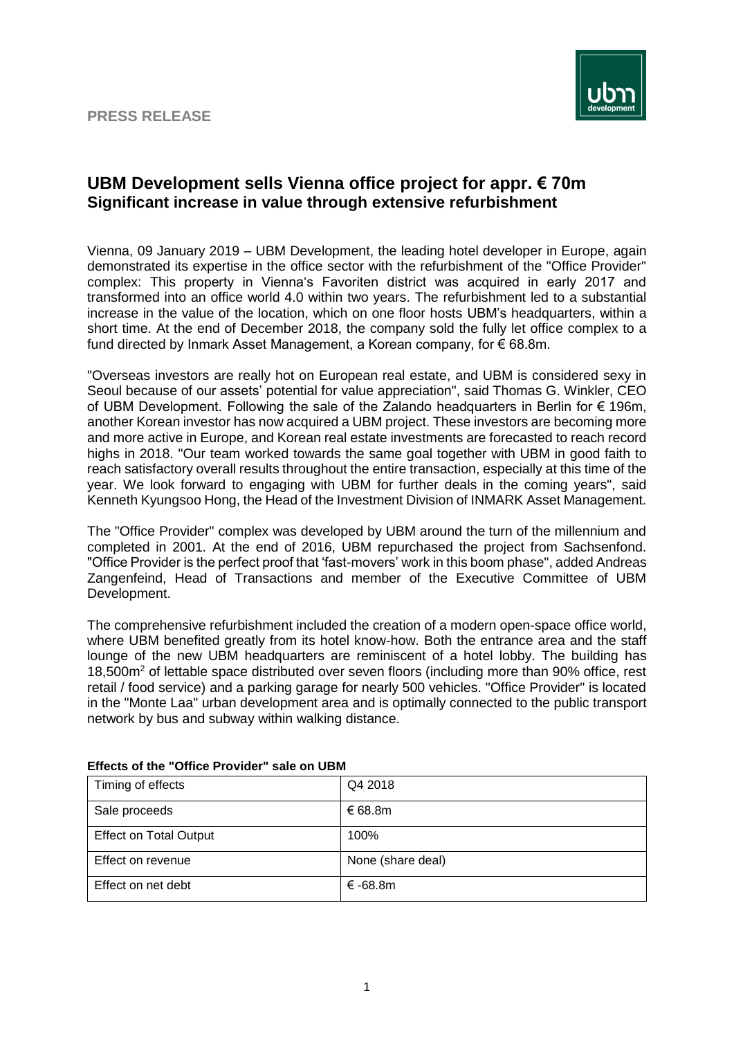**PRESS RELEASE**

# UBM Development sells Vienna office project for appr. € 70m
## Significant increase in value through extensive refurbishment

Vienna, 09 January 2019 – UBM Development, the leading hotel developer in Europe, again demonstrated its expertise in the office sector with the refurbishment of the "Office Provider" complex: This property in Vienna's Favoriten district was acquired in early 2017 and transformed into an office world 4.0 within two years. The refurbishment led to a substantial increase in the value of the location, which on one floor hosts UBM's headquarters, within a short time. At the end of December 2018, the company sold the fully let office complex to a fund directed by Inmark Asset Management, a Korean company, for € 68.8m.

"Overseas investors are really hot on European real estate, and UBM is considered sexy in Seoul because of our assets' potential for value appreciation", said Thomas G. Winkler, CEO of UBM Development. Following the sale of the Zalando headquarters in Berlin for € 196m, another Korean investor has now acquired a UBM project. These investors are becoming more and more active in Europe, and Korean real estate investments are forecasted to reach record highs in 2018. "Our team worked towards the same goal together with UBM in good faith to reach satisfactory overall results throughout the entire transaction, especially at this time of the year. We look forward to engaging with UBM for further deals in the coming years", said Kenneth Kyungsoo Hong, the Head of the Investment Division of INMARK Asset Management.

The "Office Provider" complex was developed by UBM around the turn of the millennium and completed in 2001. At the end of 2016, UBM repurchased the project from Sachsenfond. "Office Provider is the perfect proof that 'fast-movers' work in this boom phase", added Andreas Zangenfeind, Head of Transactions and member of the Executive Committee of UBM Development.

The comprehensive refurbishment included the creation of a modern open-space office world, where UBM benefited greatly from its hotel know-how. Both the entrance area and the staff lounge of the new UBM headquarters are reminiscent of a hotel lobby. The building has 18,500m² of lettable space distributed over seven floors (including more than 90% office, rest retail / food service) and a parking garage for nearly 500 vehicles. "Office Provider" is located in the "Monte Laa" urban development area and is optimally connected to the public transport network by bus and subway within walking distance.

**Effects of the "Office Provider" sale on UBM**

| Timing of effects | Q4 2018 |
|---|---|
| Sale proceeds | € 68.8m |
| Effect on Total Output | 100% |
| Effect on revenue | None (share deal) |
| Effect on net debt | € -68.8m |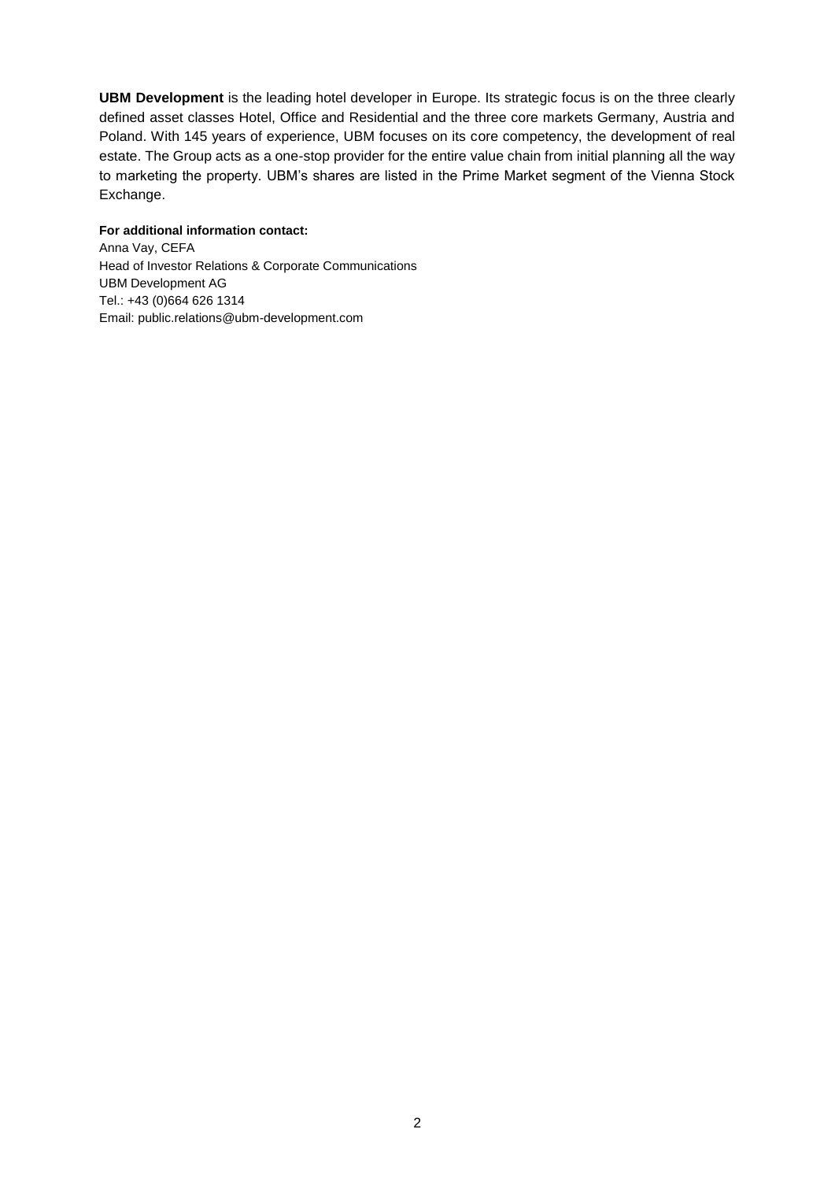**UBM Development** is the leading hotel developer in Europe. Its strategic focus is on the three clearly defined asset classes Hotel, Office and Residential and the three core markets Germany, Austria and Poland. With 145 years of experience, UBM focuses on its core competency, the development of real estate. The Group acts as a one-stop provider for the entire value chain from initial planning all the way to marketing the property. UBM's shares are listed in the Prime Market segment of the Vienna Stock Exchange.

**For additional information contact:**

Anna Vay, CEFA
Head of Investor Relations & Corporate Communications
UBM Development AG
Tel.: +43 (0)664 626 1314
Email: public.relations@ubm-development.com